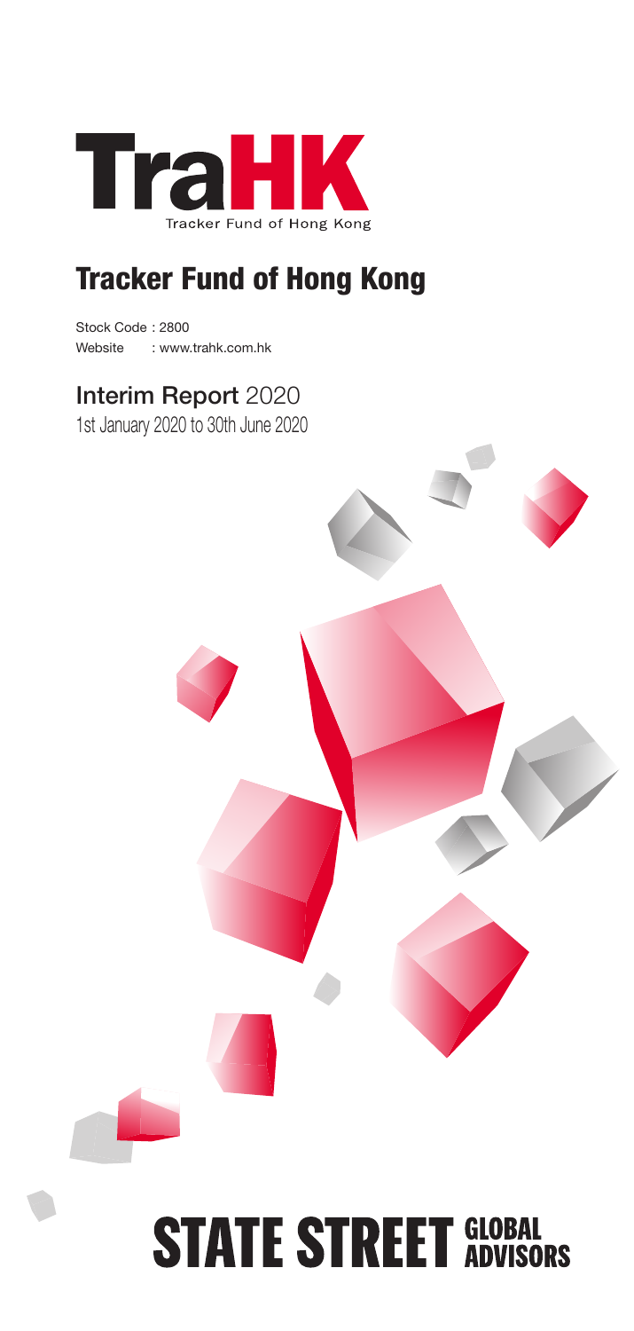TraHK

Tracker Fund of Hong Kong

# Tracker Fund of Hong Kong

Stock Code : 2800
Website : www.trahk.com.hk

## Interim Report 2020

1st January 2020 to 30th June 2020

STATE STREET GLOBAL ADVISORS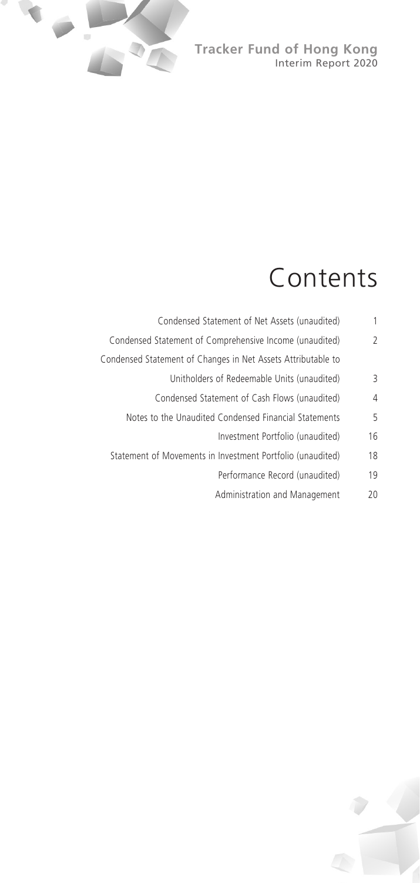# Contents

| | |
|---|---|
| Condensed Statement of Net Assets (unaudited) | 1 |
| Condensed Statement of Comprehensive Income (unaudited) | 2 |
| Condensed Statement of Changes in Net Assets Attributable to Unitholders of Redeemable Units (unaudited) | 3 |
| Condensed Statement of Cash Flows (unaudited) | 4 |
| Notes to the Unaudited Condensed Financial Statements | 5 |
| Investment Portfolio (unaudited) | 16 |
| Statement of Movements in Investment Portfolio (unaudited) | 18 |
| Performance Record (unaudited) | 19 |
| Administration and Management | 20 |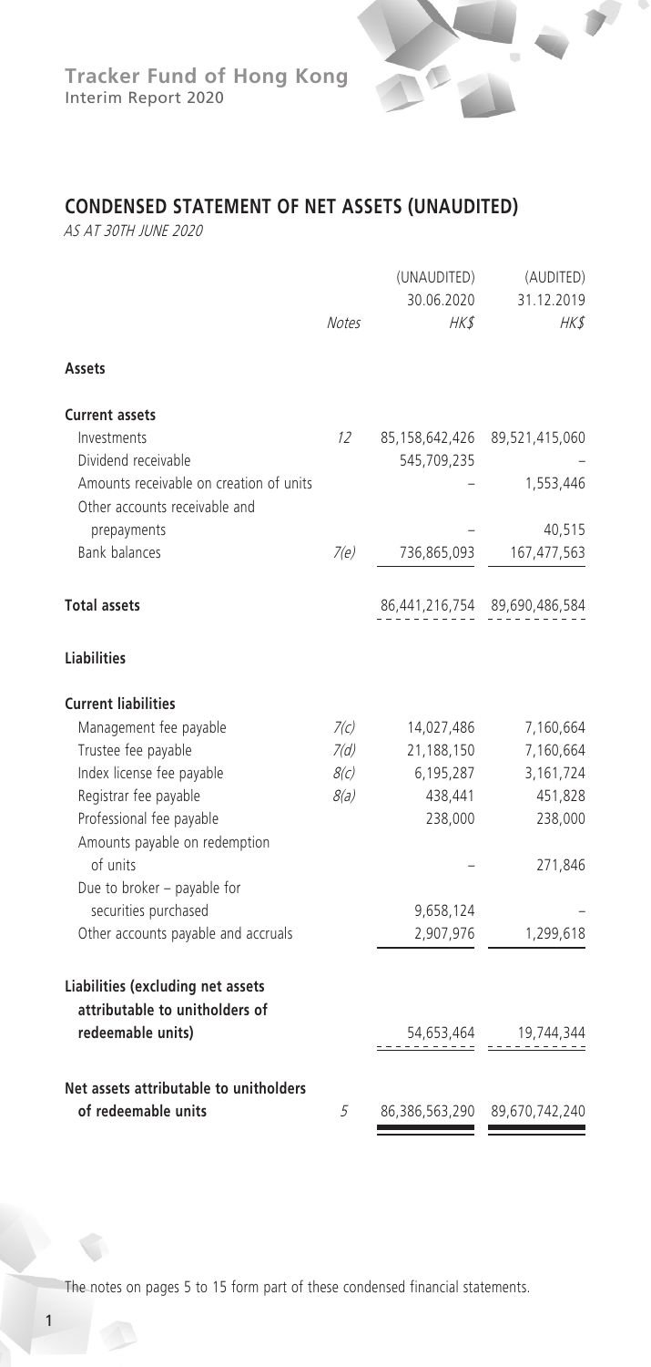## CONDENSED STATEMENT OF NET ASSETS (UNAUDITED)

*AS AT 30TH JUNE 2020*

| | *Notes* | (UNAUDITED) 30.06.2020 *HK$* | (AUDITED) 31.12.2019 *HK$* |
|---|---|---|---|
| **Assets** | | | |
| **Current assets** | | | |
| Investments | *12* | 85,158,642,426 | 89,521,415,060 |
| Dividend receivable | | 545,709,235 | – |
| Amounts receivable on creation of units | | – | 1,553,446 |
| Other accounts receivable and prepayments | | – | 40,515 |
| Bank balances | *7(e)* | 736,865,093 | 167,477,563 |
| **Total assets** | | 86,441,216,754 | 89,690,486,584 |
| **Liabilities** | | | |
| **Current liabilities** | | | |
| Management fee payable | *7(c)* | 14,027,486 | 7,160,664 |
| Trustee fee payable | *7(d)* | 21,188,150 | 7,160,664 |
| Index license fee payable | *8(c)* | 6,195,287 | 3,161,724 |
| Registrar fee payable | *8(a)* | 438,441 | 451,828 |
| Professional fee payable | | 238,000 | 238,000 |
| Amounts payable on redemption of units | | – | 271,846 |
| Due to broker – payable for securities purchased | | 9,658,124 | – |
| Other accounts payable and accruals | | 2,907,976 | 1,299,618 |
| **Liabilities (excluding net assets attributable to unitholders of redeemable units)** | | 54,653,464 | 19,744,344 |
| **Net assets attributable to unitholders of redeemable units** | *5* | 86,386,563,290 | 89,670,742,240 |

The notes on pages 5 to 15 form part of these condensed financial statements.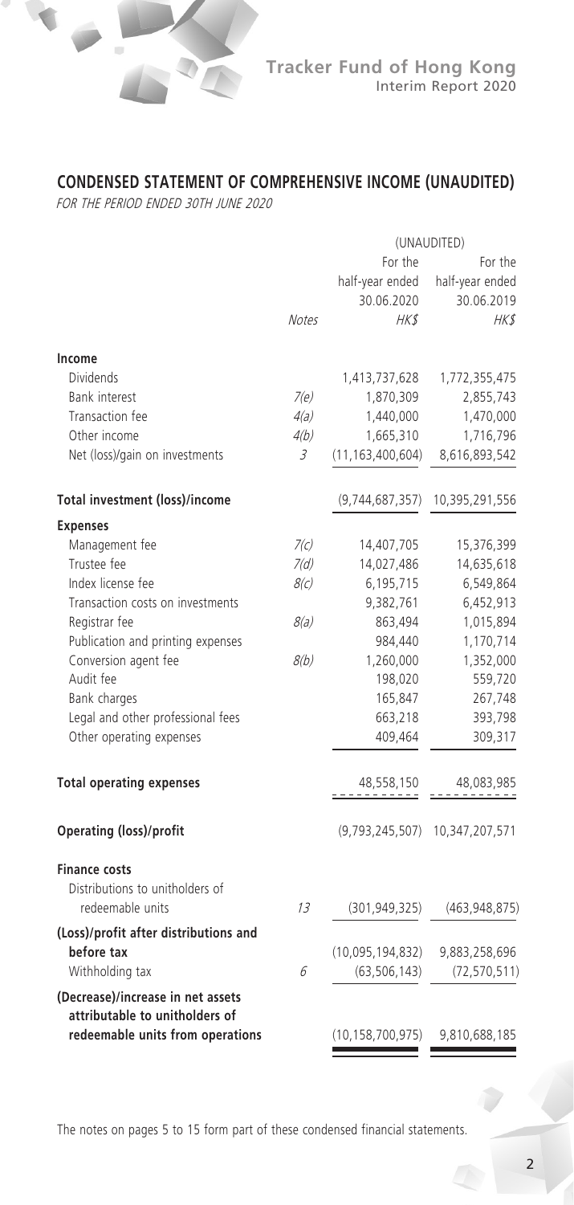## CONDENSED STATEMENT OF COMPREHENSIVE INCOME (UNAUDITED)

*FOR THE PERIOD ENDED 30TH JUNE 2020*

| | | (UNAUDITED) | |
|---|---|---|---|
| | | For the half-year ended 30.06.2020 | For the half-year ended 30.06.2019 |
| | *Notes* | *HK$* | *HK$* |
| **Income** | | | |
| Dividends | | 1,413,737,628 | 1,772,355,475 |
| Bank interest | *7(e)* | 1,870,309 | 2,855,743 |
| Transaction fee | *4(a)* | 1,440,000 | 1,470,000 |
| Other income | *4(b)* | 1,665,310 | 1,716,796 |
| Net (loss)/gain on investments | *3* | (11,163,400,604) | 8,616,893,542 |
| **Total investment (loss)/income** | | (9,744,687,357) | 10,395,291,556 |
| **Expenses** | | | |
| Management fee | *7(c)* | 14,407,705 | 15,376,399 |
| Trustee fee | *7(d)* | 14,027,486 | 14,635,618 |
| Index license fee | *8(c)* | 6,195,715 | 6,549,864 |
| Transaction costs on investments | | 9,382,761 | 6,452,913 |
| Registrar fee | *8(a)* | 863,494 | 1,015,894 |
| Publication and printing expenses | | 984,440 | 1,170,714 |
| Conversion agent fee | *8(b)* | 1,260,000 | 1,352,000 |
| Audit fee | | 198,020 | 559,720 |
| Bank charges | | 165,847 | 267,748 |
| Legal and other professional fees | | 663,218 | 393,798 |
| Other operating expenses | | 409,464 | 309,317 |
| **Total operating expenses** | | 48,558,150 | 48,083,985 |
| **Operating (loss)/profit** | | (9,793,245,507) | 10,347,207,571 |
| **Finance costs** | | | |
| Distributions to unitholders of redeemable units | *13* | (301,949,325) | (463,948,875) |
| **(Loss)/profit after distributions and before tax** | | (10,095,194,832) | 9,883,258,696 |
| Withholding tax | *6* | (63,506,143) | (72,570,511) |
| **(Decrease)/increase in net assets attributable to unitholders of redeemable units from operations** | | (10,158,700,975) | 9,810,688,185 |

The notes on pages 5 to 15 form part of these condensed financial statements.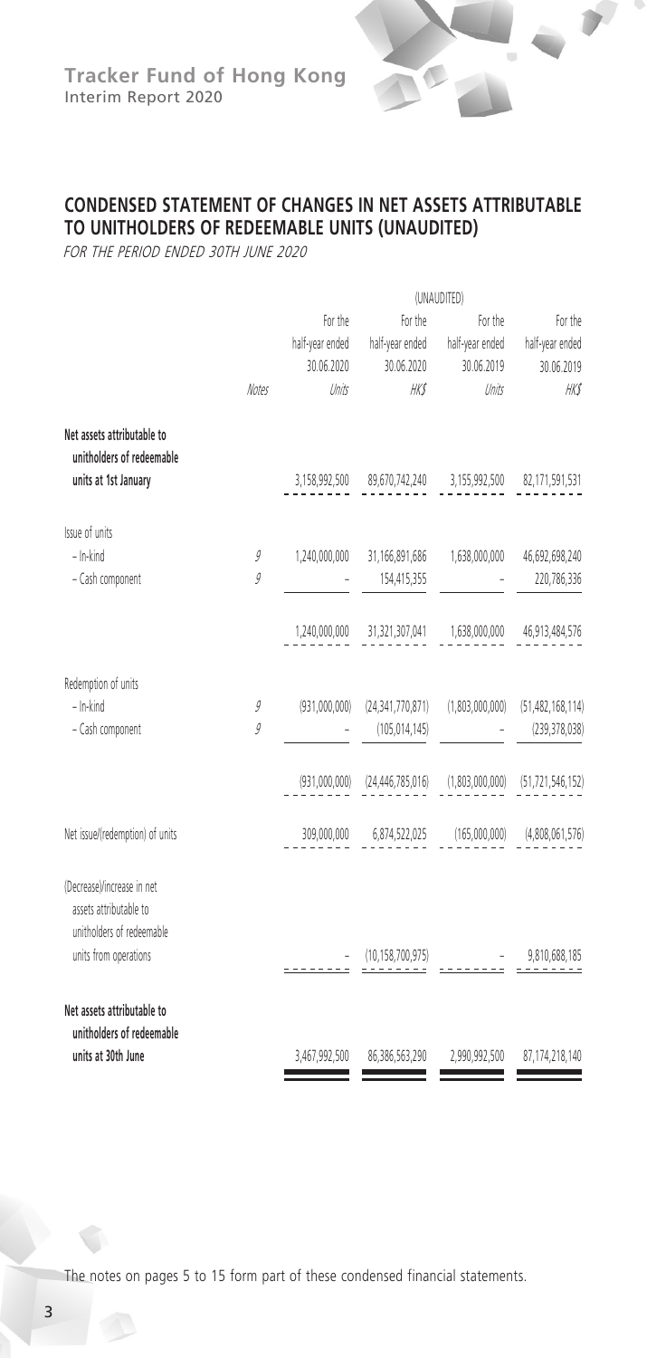## CONDENSED STATEMENT OF CHANGES IN NET ASSETS ATTRIBUTABLE TO UNITHOLDERS OF REDEEMABLE UNITS (UNAUDITED)

*FOR THE PERIOD ENDED 30TH JUNE 2020*

| | | (UNAUDITED) | | | |
|---|---|---|---|---|---|
| | | For the half-year ended 30.06.2020 | For the half-year ended 30.06.2020 | For the half-year ended 30.06.2019 | For the half-year ended 30.06.2019 |
| | *Notes* | *Units* | *HK$* | *Units* | *HK$* |
| **Net assets attributable to unitholders of redeemable units at 1st January** | | 3,158,992,500 | 89,670,742,240 | 3,155,992,500 | 82,171,591,531 |
| Issue of units | | | | | |
| – In-kind | 9 | 1,240,000,000 | 31,166,891,686 | 1,638,000,000 | 46,692,698,240 |
| – Cash component | 9 | - | 154,415,355 | - | 220,786,336 |
| | | 1,240,000,000 | 31,321,307,041 | 1,638,000,000 | 46,913,484,576 |
| Redemption of units | | | | | |
| – In-kind | 9 | (931,000,000) | (24,341,770,871) | (1,803,000,000) | (51,482,168,114) |
| – Cash component | 9 | - | (105,014,145) | - | (239,378,038) |
| | | (931,000,000) | (24,446,785,016) | (1,803,000,000) | (51,721,546,152) |
| Net issue/(redemption) of units | | 309,000,000 | 6,874,522,025 | (165,000,000) | (4,808,061,576) |
| (Decrease)/increase in net assets attributable to unitholders of redeemable units from operations | | - | (10,158,700,975) | - | 9,810,688,185 |
| **Net assets attributable to unitholders of redeemable units at 30th June** | | 3,467,992,500 | 86,386,563,290 | 2,990,992,500 | 87,174,218,140 |

The notes on pages 5 to 15 form part of these condensed financial statements.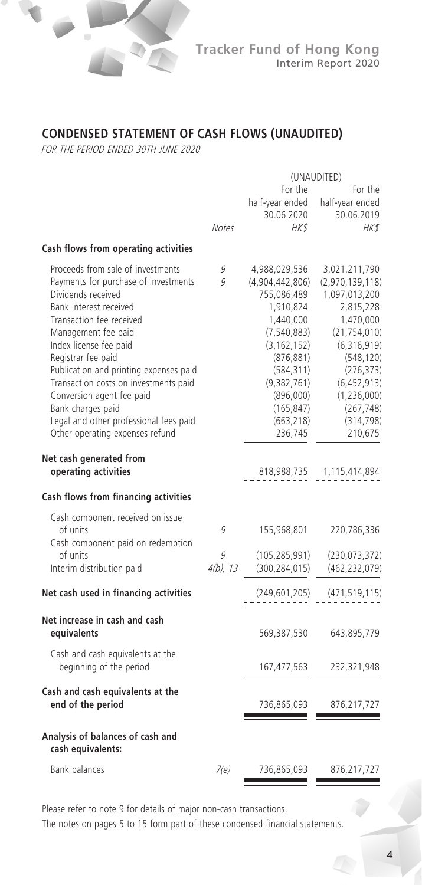## CONDENSED STATEMENT OF CASH FLOWS (UNAUDITED)

*FOR THE PERIOD ENDED 30TH JUNE 2020*

| | Notes | (UNAUDITED) For the half-year ended 30.06.2020 HK$ | For the half-year ended 30.06.2019 HK$ |
|---|---|---|---|
| **Cash flows from operating activities** | | | |
| Proceeds from sale of investments | 9 | 4,988,029,536 | 3,021,211,790 |
| Payments for purchase of investments | 9 | (4,904,442,806) | (2,970,139,118) |
| Dividends received | | 755,086,489 | 1,097,013,200 |
| Bank interest received | | 1,910,824 | 2,815,228 |
| Transaction fee received | | 1,440,000 | 1,470,000 |
| Management fee paid | | (7,540,883) | (21,754,010) |
| Index license fee paid | | (3,162,152) | (6,316,919) |
| Registrar fee paid | | (876,881) | (548,120) |
| Publication and printing expenses paid | | (584,311) | (276,373) |
| Transaction costs on investments paid | | (9,382,761) | (6,452,913) |
| Conversion agent fee paid | | (896,000) | (1,236,000) |
| Bank charges paid | | (165,847) | (267,748) |
| Legal and other professional fees paid | | (663,218) | (314,798) |
| Other operating expenses refund | | 236,745 | 210,675 |
| **Net cash generated from operating activities** | | 818,988,735 | 1,115,414,894 |
| **Cash flows from financing activities** | | | |
| Cash component received on issue of units | 9 | 155,968,801 | 220,786,336 |
| Cash component paid on redemption of units | 9 | (105,285,991) | (230,073,372) |
| Interim distribution paid | 4(b), 13 | (300,284,015) | (462,232,079) |
| **Net cash used in financing activities** | | (249,601,205) | (471,519,115) |
| **Net increase in cash and cash equivalents** | | 569,387,530 | 643,895,779 |
| Cash and cash equivalents at the beginning of the period | | 167,477,563 | 232,321,948 |
| **Cash and cash equivalents at the end of the period** | | 736,865,093 | 876,217,727 |
| **Analysis of balances of cash and cash equivalents:** | | | |
| Bank balances | 7(e) | 736,865,093 | 876,217,727 |

Please refer to note 9 for details of major non-cash transactions.

The notes on pages 5 to 15 form part of these condensed financial statements.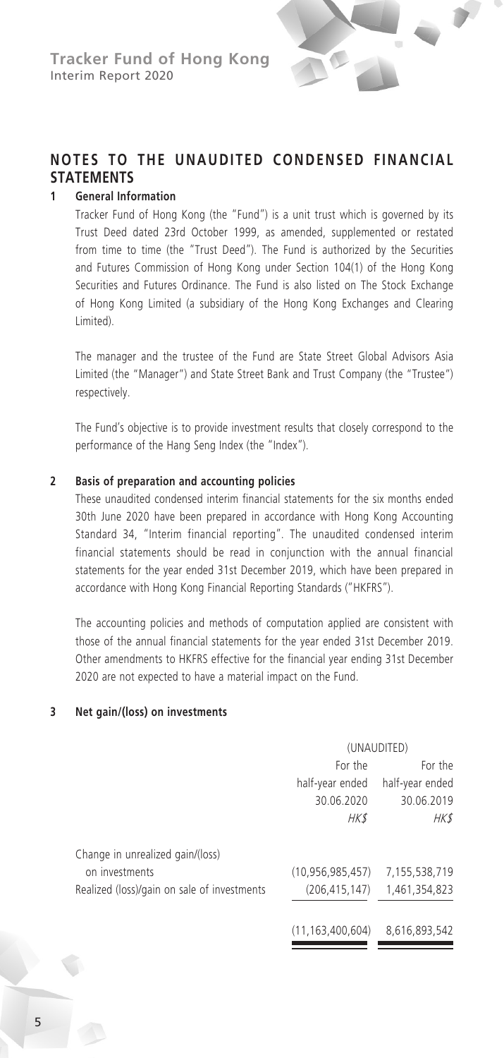# NOTES TO THE UNAUDITED CONDENSED FINANCIAL STATEMENTS

## 1 General Information

Tracker Fund of Hong Kong (the "Fund") is a unit trust which is governed by its Trust Deed dated 23rd October 1999, as amended, supplemented or restated from time to time (the "Trust Deed"). The Fund is authorized by the Securities and Futures Commission of Hong Kong under Section 104(1) of the Hong Kong Securities and Futures Ordinance. The Fund is also listed on The Stock Exchange of Hong Kong Limited (a subsidiary of the Hong Kong Exchanges and Clearing Limited).

The manager and the trustee of the Fund are State Street Global Advisors Asia Limited (the "Manager") and State Street Bank and Trust Company (the "Trustee") respectively.

The Fund's objective is to provide investment results that closely correspond to the performance of the Hang Seng Index (the "Index").

## 2 Basis of preparation and accounting policies

These unaudited condensed interim financial statements for the six months ended 30th June 2020 have been prepared in accordance with Hong Kong Accounting Standard 34, "Interim financial reporting". The unaudited condensed interim financial statements should be read in conjunction with the annual financial statements for the year ended 31st December 2019, which have been prepared in accordance with Hong Kong Financial Reporting Standards ("HKFRS").

The accounting policies and methods of computation applied are consistent with those of the annual financial statements for the year ended 31st December 2019. Other amendments to HKFRS effective for the financial year ending 31st December 2020 are not expected to have a material impact on the Fund.

## 3 Net gain/(loss) on investments

| | (UNAUDITED) | |
|---|---|---|
| | For the half-year ended 30.06.2020 *HK$* | For the half-year ended 30.06.2019 *HK$* |
| Change in unrealized gain/(loss) on investments | (10,956,985,457) | 7,155,538,719 |
| Realized (loss)/gain on sale of investments | (206,415,147) | 1,461,354,823 |
| | (11,163,400,604) | 8,616,893,542 |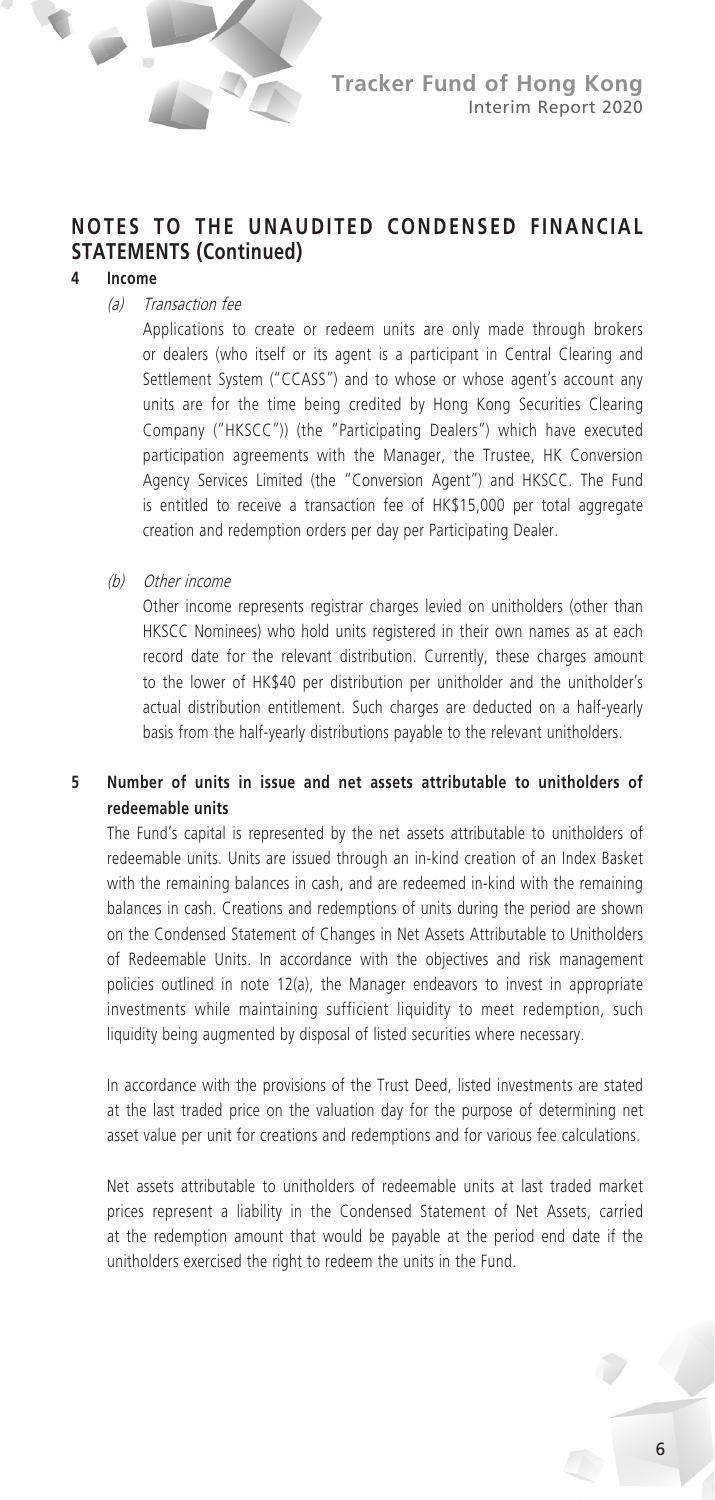## NOTES TO THE UNAUDITED CONDENSED FINANCIAL STATEMENTS (Continued)

### 4 Income

*(a) Transaction fee*

Applications to create or redeem units are only made through brokers or dealers (who itself or its agent is a participant in Central Clearing and Settlement System ("CCASS") and to whose or whose agent's account any units are for the time being credited by Hong Kong Securities Clearing Company ("HKSCC")) (the "Participating Dealers") which have executed participation agreements with the Manager, the Trustee, HK Conversion Agency Services Limited (the "Conversion Agent") and HKSCC. The Fund is entitled to receive a transaction fee of HK$15,000 per total aggregate creation and redemption orders per day per Participating Dealer.

*(b) Other income*

Other income represents registrar charges levied on unitholders (other than HKSCC Nominees) who hold units registered in their own names as at each record date for the relevant distribution. Currently, these charges amount to the lower of HK$40 per distribution per unitholder and the unitholder's actual distribution entitlement. Such charges are deducted on a half-yearly basis from the half-yearly distributions payable to the relevant unitholders.

### 5 Number of units in issue and net assets attributable to unitholders of redeemable units

The Fund's capital is represented by the net assets attributable to unitholders of redeemable units. Units are issued through an in-kind creation of an Index Basket with the remaining balances in cash, and are redeemed in-kind with the remaining balances in cash. Creations and redemptions of units during the period are shown on the Condensed Statement of Changes in Net Assets Attributable to Unitholders of Redeemable Units. In accordance with the objectives and risk management policies outlined in note 12(a), the Manager endeavors to invest in appropriate investments while maintaining sufficient liquidity to meet redemption, such liquidity being augmented by disposal of listed securities where necessary.

In accordance with the provisions of the Trust Deed, listed investments are stated at the last traded price on the valuation day for the purpose of determining net asset value per unit for creations and redemptions and for various fee calculations.

Net assets attributable to unitholders of redeemable units at last traded market prices represent a liability in the Condensed Statement of Net Assets, carried at the redemption amount that would be payable at the period end date if the unitholders exercised the right to redeem the units in the Fund.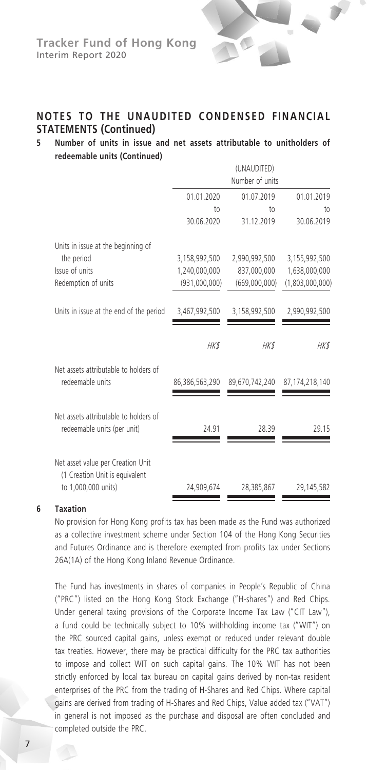## NOTES TO THE UNAUDITED CONDENSED FINANCIAL STATEMENTS (Continued)

### 5 Number of units in issue and net assets attributable to unitholders of redeemable units (Continued)

| | (UNAUDITED) Number of units | | |
|---|---|---|---|
| | 01.01.2020 to 30.06.2020 | 01.07.2019 to 31.12.2019 | 01.01.2019 to 30.06.2019 |
| Units in issue at the beginning of the period | 3,158,992,500 | 2,990,992,500 | 3,155,992,500 |
| Issue of units | 1,240,000,000 | 837,000,000 | 1,638,000,000 |
| Redemption of units | (931,000,000) | (669,000,000) | (1,803,000,000) |
| Units in issue at the end of the period | 3,467,992,500 | 3,158,992,500 | 2,990,992,500 |
| | *HK$* | *HK$* | *HK$* |
| Net assets attributable to holders of redeemable units | 86,386,563,290 | 89,670,742,240 | 87,174,218,140 |
| Net assets attributable to holders of redeemable units (per unit) | 24.91 | 28.39 | 29.15 |
| Net asset value per Creation Unit (1 Creation Unit is equivalent to 1,000,000 units) | 24,909,674 | 28,385,867 | 29,145,582 |

### 6 Taxation

No provision for Hong Kong profits tax has been made as the Fund was authorized as a collective investment scheme under Section 104 of the Hong Kong Securities and Futures Ordinance and is therefore exempted from profits tax under Sections 26A(1A) of the Hong Kong Inland Revenue Ordinance.

The Fund has investments in shares of companies in People's Republic of China ("PRC") listed on the Hong Kong Stock Exchange ("H-shares") and Red Chips. Under general taxing provisions of the Corporate Income Tax Law ("CIT Law"), a fund could be technically subject to 10% withholding income tax ("WIT") on the PRC sourced capital gains, unless exempt or reduced under relevant double tax treaties. However, there may be practical difficulty for the PRC tax authorities to impose and collect WIT on such capital gains. The 10% WIT has not been strictly enforced by local tax bureau on capital gains derived by non-tax resident enterprises of the PRC from the trading of H-Shares and Red Chips. Where capital gains are derived from trading of H-Shares and Red Chips, Value added tax ("VAT") in general is not imposed as the purchase and disposal are often concluded and completed outside the PRC.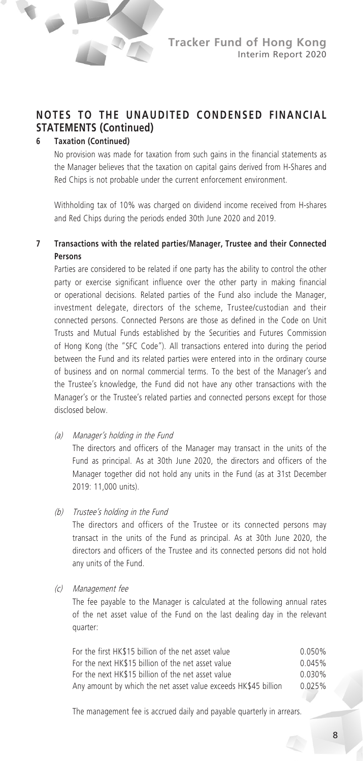## NOTES TO THE UNAUDITED CONDENSED FINANCIAL STATEMENTS (Continued)

**6 Taxation (Continued)**

No provision was made for taxation from such gains in the financial statements as the Manager believes that the taxation on capital gains derived from H-Shares and Red Chips is not probable under the current enforcement environment.

Withholding tax of 10% was charged on dividend income received from H-shares and Red Chips during the periods ended 30th June 2020 and 2019.

**7 Transactions with the related parties/Manager, Trustee and their Connected Persons**

Parties are considered to be related if one party has the ability to control the other party or exercise significant influence over the other party in making financial or operational decisions. Related parties of the Fund also include the Manager, investment delegate, directors of the scheme, Trustee/custodian and their connected persons. Connected Persons are those as defined in the Code on Unit Trusts and Mutual Funds established by the Securities and Futures Commission of Hong Kong (the "SFC Code"). All transactions entered into during the period between the Fund and its related parties were entered into in the ordinary course of business and on normal commercial terms. To the best of the Manager's and the Trustee's knowledge, the Fund did not have any other transactions with the Manager's or the Trustee's related parties and connected persons except for those disclosed below.

(a) *Manager's holding in the Fund*

The directors and officers of the Manager may transact in the units of the Fund as principal. As at 30th June 2020, the directors and officers of the Manager together did not hold any units in the Fund (as at 31st December 2019: 11,000 units).

(b) *Trustee's holding in the Fund*

The directors and officers of the Trustee or its connected persons may transact in the units of the Fund as principal. As at 30th June 2020, the directors and officers of the Trustee and its connected persons did not hold any units of the Fund.

(c) *Management fee*

The fee payable to the Manager is calculated at the following annual rates of the net asset value of the Fund on the last dealing day in the relevant quarter:

| | |
|---|---|
| For the first HK$15 billion of the net asset value | 0.050% |
| For the next HK$15 billion of the net asset value | 0.045% |
| For the next HK$15 billion of the net asset value | 0.030% |
| Any amount by which the net asset value exceeds HK$45 billion | 0.025% |

The management fee is accrued daily and payable quarterly in arrears.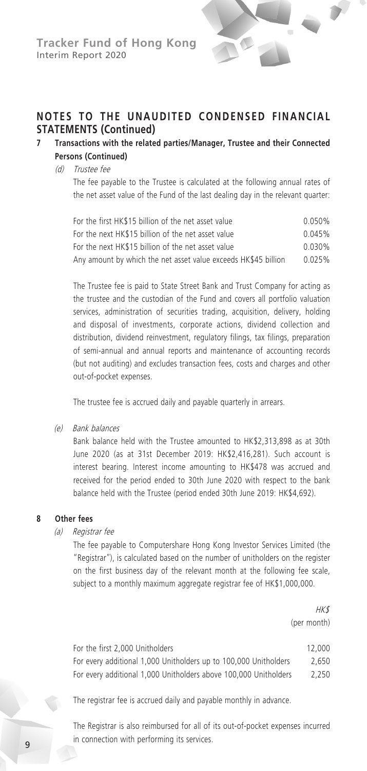## NOTES TO THE UNAUDITED CONDENSED FINANCIAL STATEMENTS (Continued)

**7 Transactions with the related parties/Manager, Trustee and their Connected Persons (Continued)**

*(d) Trustee fee*

The fee payable to the Trustee is calculated at the following annual rates of the net asset value of the Fund of the last dealing day in the relevant quarter:

| | |
|---|---|
| For the first HK$15 billion of the net asset value | 0.050% |
| For the next HK$15 billion of the net asset value | 0.045% |
| For the next HK$15 billion of the net asset value | 0.030% |
| Any amount by which the net asset value exceeds HK$45 billion | 0.025% |

The Trustee fee is paid to State Street Bank and Trust Company for acting as the trustee and the custodian of the Fund and covers all portfolio valuation services, administration of securities trading, acquisition, delivery, holding and disposal of investments, corporate actions, dividend collection and distribution, dividend reinvestment, regulatory filings, tax filings, preparation of semi-annual and annual reports and maintenance of accounting records (but not auditing) and excludes transaction fees, costs and charges and other out-of-pocket expenses.

The trustee fee is accrued daily and payable quarterly in arrears.

*(e) Bank balances*

Bank balance held with the Trustee amounted to HK$2,313,898 as at 30th June 2020 (as at 31st December 2019: HK$2,416,281). Such account is interest bearing. Interest income amounting to HK$478 was accrued and received for the period ended to 30th June 2020 with respect to the bank balance held with the Trustee (period ended 30th June 2019: HK$4,692).

**8 Other fees**

*(a) Registrar fee*

The fee payable to Computershare Hong Kong Investor Services Limited (the "Registrar"), is calculated based on the number of unitholders on the register on the first business day of the relevant month at the following fee scale, subject to a monthly maximum aggregate registrar fee of HK$1,000,000.

| | *HK$* (per month) |
|---|---|
| For the first 2,000 Unitholders | 12,000 |
| For every additional 1,000 Unitholders up to 100,000 Unitholders | 2,650 |
| For every additional 1,000 Unitholders above 100,000 Unitholders | 2,250 |

The registrar fee is accrued daily and payable monthly in advance.

The Registrar is also reimbursed for all of its out-of-pocket expenses incurred in connection with performing its services.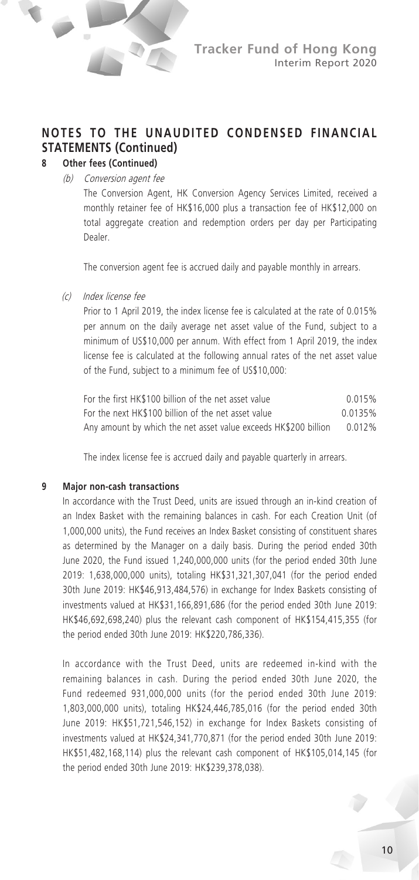## NOTES TO THE UNAUDITED CONDENSED FINANCIAL STATEMENTS (Continued)

**8 Other fees (Continued)**

*(b) Conversion agent fee*

The Conversion Agent, HK Conversion Agency Services Limited, received a monthly retainer fee of HK$16,000 plus a transaction fee of HK$12,000 on total aggregate creation and redemption orders per day per Participating Dealer.

The conversion agent fee is accrued daily and payable monthly in arrears.

*(c) Index license fee*

Prior to 1 April 2019, the index license fee is calculated at the rate of 0.015% per annum on the daily average net asset value of the Fund, subject to a minimum of US$10,000 per annum. With effect from 1 April 2019, the index license fee is calculated at the following annual rates of the net asset value of the Fund, subject to a minimum fee of US$10,000:

| | |
|---|---|
| For the first HK$100 billion of the net asset value | 0.015% |
| For the next HK$100 billion of the net asset value | 0.0135% |
| Any amount by which the net asset value exceeds HK$200 billion | 0.012% |

The index license fee is accrued daily and payable quarterly in arrears.

**9 Major non-cash transactions**

In accordance with the Trust Deed, units are issued through an in-kind creation of an Index Basket with the remaining balances in cash. For each Creation Unit (of 1,000,000 units), the Fund receives an Index Basket consisting of constituent shares as determined by the Manager on a daily basis. During the period ended 30th June 2020, the Fund issued 1,240,000,000 units (for the period ended 30th June 2019: 1,638,000,000 units), totaling HK$31,321,307,041 (for the period ended 30th June 2019: HK$46,913,484,576) in exchange for Index Baskets consisting of investments valued at HK$31,166,891,686 (for the period ended 30th June 2019: HK$46,692,698,240) plus the relevant cash component of HK$154,415,355 (for the period ended 30th June 2019: HK$220,786,336).

In accordance with the Trust Deed, units are redeemed in-kind with the remaining balances in cash. During the period ended 30th June 2020, the Fund redeemed 931,000,000 units (for the period ended 30th June 2019: 1,803,000,000 units), totaling HK$24,446,785,016 (for the period ended 30th June 2019: HK$51,721,546,152) in exchange for Index Baskets consisting of investments valued at HK$24,341,770,871 (for the period ended 30th June 2019: HK$51,482,168,114) plus the relevant cash component of HK$105,014,145 (for the period ended 30th June 2019: HK$239,378,038).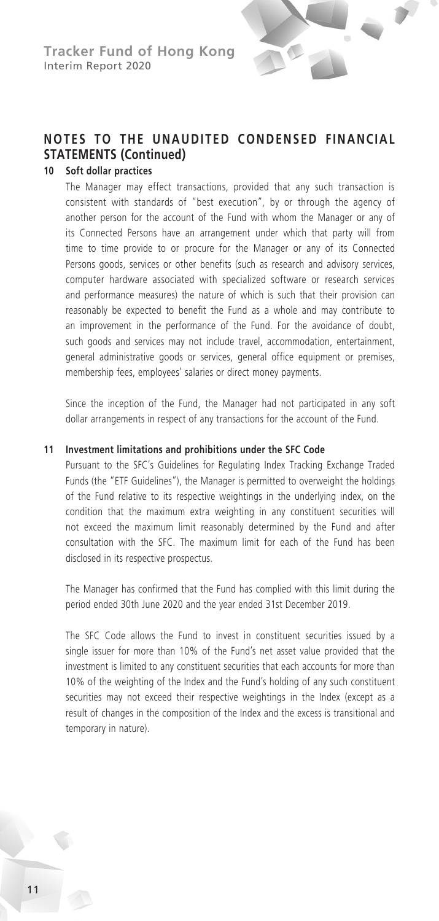## NOTES TO THE UNAUDITED CONDENSED FINANCIAL STATEMENTS (Continued)

### 10 Soft dollar practices

The Manager may effect transactions, provided that any such transaction is consistent with standards of "best execution", by or through the agency of another person for the account of the Fund with whom the Manager or any of its Connected Persons have an arrangement under which that party will from time to time provide to or procure for the Manager or any of its Connected Persons goods, services or other benefits (such as research and advisory services, computer hardware associated with specialized software or research services and performance measures) the nature of which is such that their provision can reasonably be expected to benefit the Fund as a whole and may contribute to an improvement in the performance of the Fund. For the avoidance of doubt, such goods and services may not include travel, accommodation, entertainment, general administrative goods or services, general office equipment or premises, membership fees, employees' salaries or direct money payments.

Since the inception of the Fund, the Manager had not participated in any soft dollar arrangements in respect of any transactions for the account of the Fund.

### 11 Investment limitations and prohibitions under the SFC Code

Pursuant to the SFC's Guidelines for Regulating Index Tracking Exchange Traded Funds (the "ETF Guidelines"), the Manager is permitted to overweight the holdings of the Fund relative to its respective weightings in the underlying index, on the condition that the maximum extra weighting in any constituent securities will not exceed the maximum limit reasonably determined by the Fund and after consultation with the SFC. The maximum limit for each of the Fund has been disclosed in its respective prospectus.

The Manager has confirmed that the Fund has complied with this limit during the period ended 30th June 2020 and the year ended 31st December 2019.

The SFC Code allows the Fund to invest in constituent securities issued by a single issuer for more than 10% of the Fund's net asset value provided that the investment is limited to any constituent securities that each accounts for more than 10% of the weighting of the Index and the Fund's holding of any such constituent securities may not exceed their respective weightings in the Index (except as a result of changes in the composition of the Index and the excess is transitional and temporary in nature).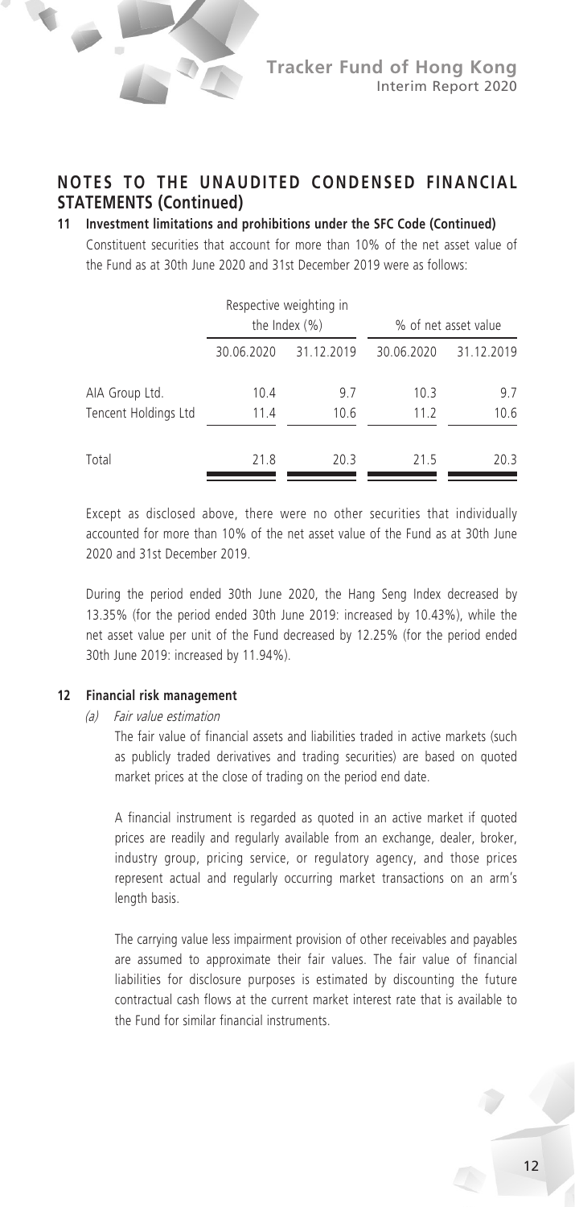## NOTES TO THE UNAUDITED CONDENSED FINANCIAL STATEMENTS (Continued)

**11 Investment limitations and prohibitions under the SFC Code (Continued)**

Constituent securities that account for more than 10% of the net asset value of the Fund as at 30th June 2020 and 31st December 2019 were as follows:

| | Respective weighting in the Index (%) | | % of net asset value | |
|---|---|---|---|---|
| | 30.06.2020 | 31.12.2019 | 30.06.2020 | 31.12.2019 |
| AIA Group Ltd. | 10.4 | 9.7 | 10.3 | 9.7 |
| Tencent Holdings Ltd | 11.4 | 10.6 | 11.2 | 10.6 |
| Total | 21.8 | 20.3 | 21.5 | 20.3 |

Except as disclosed above, there were no other securities that individually accounted for more than 10% of the net asset value of the Fund as at 30th June 2020 and 31st December 2019.

During the period ended 30th June 2020, the Hang Seng Index decreased by 13.35% (for the period ended 30th June 2019: increased by 10.43%), while the net asset value per unit of the Fund decreased by 12.25% (for the period ended 30th June 2019: increased by 11.94%).

**12 Financial risk management**

*(a) Fair value estimation*

The fair value of financial assets and liabilities traded in active markets (such as publicly traded derivatives and trading securities) are based on quoted market prices at the close of trading on the period end date.

A financial instrument is regarded as quoted in an active market if quoted prices are readily and regularly available from an exchange, dealer, broker, industry group, pricing service, or regulatory agency, and those prices represent actual and regularly occurring market transactions on an arm's length basis.

The carrying value less impairment provision of other receivables and payables are assumed to approximate their fair values. The fair value of financial liabilities for disclosure purposes is estimated by discounting the future contractual cash flows at the current market interest rate that is available to the Fund for similar financial instruments.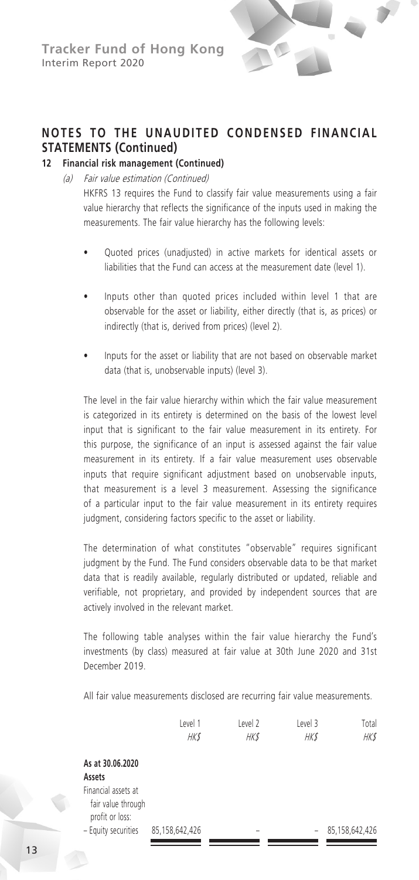## NOTES TO THE UNAUDITED CONDENSED FINANCIAL STATEMENTS (Continued)

### 12 Financial risk management (Continued)

*(a) Fair value estimation (Continued)*

HKFRS 13 requires the Fund to classify fair value measurements using a fair value hierarchy that reflects the significance of the inputs used in making the measurements. The fair value hierarchy has the following levels:

- Quoted prices (unadjusted) in active markets for identical assets or liabilities that the Fund can access at the measurement date (level 1).
- Inputs other than quoted prices included within level 1 that are observable for the asset or liability, either directly (that is, as prices) or indirectly (that is, derived from prices) (level 2).
- Inputs for the asset or liability that are not based on observable market data (that is, unobservable inputs) (level 3).

The level in the fair value hierarchy within which the fair value measurement is categorized in its entirety is determined on the basis of the lowest level input that is significant to the fair value measurement in its entirety. For this purpose, the significance of an input is assessed against the fair value measurement in its entirety. If a fair value measurement uses observable inputs that require significant adjustment based on unobservable inputs, that measurement is a level 3 measurement. Assessing the significance of a particular input to the fair value measurement in its entirety requires judgment, considering factors specific to the asset or liability.

The determination of what constitutes "observable" requires significant judgment by the Fund. The Fund considers observable data to be that market data that is readily available, regularly distributed or updated, reliable and verifiable, not proprietary, and provided by independent sources that are actively involved in the relevant market.

The following table analyses within the fair value hierarchy the Fund's investments (by class) measured at fair value at 30th June 2020 and 31st December 2019.

All fair value measurements disclosed are recurring fair value measurements.

| | Level 1 *HK$* | Level 2 *HK$* | Level 3 *HK$* | Total *HK$* |
|---|---|---|---|---|
| **As at 30.06.2020** | | | | |
| **Assets** | | | | |
| Financial assets at fair value through profit or loss: | | | | |
| – Equity securities | 85,158,642,426 | – | – | 85,158,642,426 |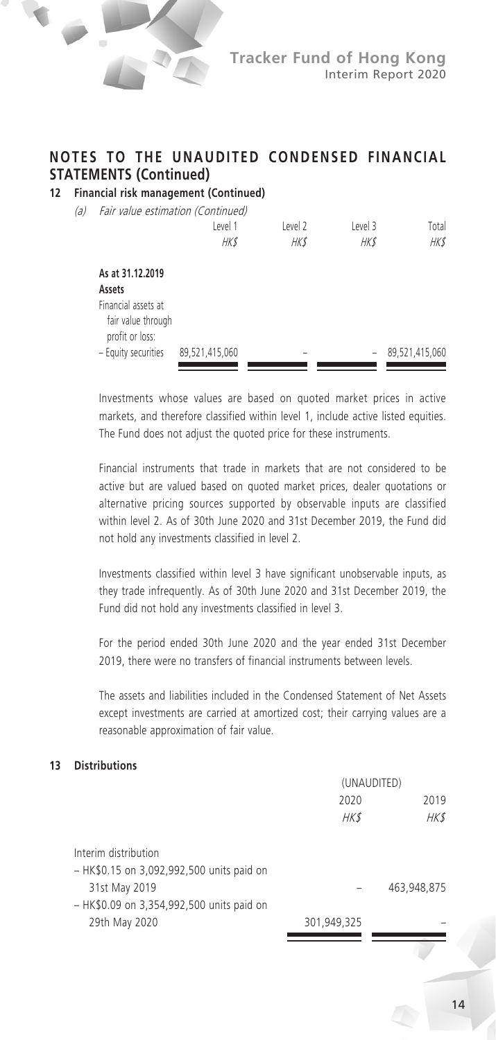## NOTES TO THE UNAUDITED CONDENSED FINANCIAL STATEMENTS (Continued)

### 12 Financial risk management (Continued)

*(a) Fair value estimation (Continued)*

| | Level 1<br>*HK$* | Level 2<br>*HK$* | Level 3<br>*HK$* | Total<br>*HK$* |
|---|---|---|---|---|
| **As at 31.12.2019** | | | | |
| **Assets** | | | | |
| Financial assets at fair value through profit or loss: | | | | |
| – Equity securities | 89,521,415,060 | – | – | 89,521,415,060 |

Investments whose values are based on quoted market prices in active markets, and therefore classified within level 1, include active listed equities. The Fund does not adjust the quoted price for these instruments.

Financial instruments that trade in markets that are not considered to be active but are valued based on quoted market prices, dealer quotations or alternative pricing sources supported by observable inputs are classified within level 2. As of 30th June 2020 and 31st December 2019, the Fund did not hold any investments classified in level 2.

Investments classified within level 3 have significant unobservable inputs, as they trade infrequently. As of 30th June 2020 and 31st December 2019, the Fund did not hold any investments classified in level 3.

For the period ended 30th June 2020 and the year ended 31st December 2019, there were no transfers of financial instruments between levels.

The assets and liabilities included in the Condensed Statement of Net Assets except investments are carried at amortized cost; their carrying values are a reasonable approximation of fair value.

### 13 Distributions

| | (UNAUDITED)<br>2020<br>*HK$* | <br>2019<br>*HK$* |
|---|---|---|
| Interim distribution | | |
| – HK$0.15 on 3,092,992,500 units paid on 31st May 2019 | – | 463,948,875 |
| – HK$0.09 on 3,354,992,500 units paid on 29th May 2020 | 301,949,325 | – |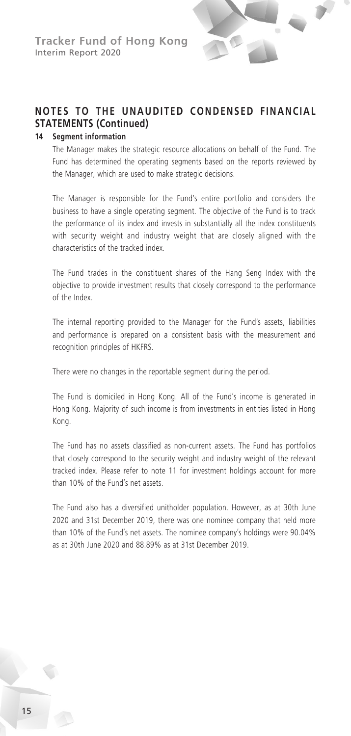## NOTES TO THE UNAUDITED CONDENSED FINANCIAL STATEMENTS (Continued)

### 14 Segment information

The Manager makes the strategic resource allocations on behalf of the Fund. The Fund has determined the operating segments based on the reports reviewed by the Manager, which are used to make strategic decisions.

The Manager is responsible for the Fund's entire portfolio and considers the business to have a single operating segment. The objective of the Fund is to track the performance of its index and invests in substantially all the index constituents with security weight and industry weight that are closely aligned with the characteristics of the tracked index.

The Fund trades in the constituent shares of the Hang Seng Index with the objective to provide investment results that closely correspond to the performance of the Index.

The internal reporting provided to the Manager for the Fund's assets, liabilities and performance is prepared on a consistent basis with the measurement and recognition principles of HKFRS.

There were no changes in the reportable segment during the period.

The Fund is domiciled in Hong Kong. All of the Fund's income is generated in Hong Kong. Majority of such income is from investments in entities listed in Hong Kong.

The Fund has no assets classified as non-current assets. The Fund has portfolios that closely correspond to the security weight and industry weight of the relevant tracked index. Please refer to note 11 for investment holdings account for more than 10% of the Fund's net assets.

The Fund also has a diversified unitholder population. However, as at 30th June 2020 and 31st December 2019, there was one nominee company that held more than 10% of the Fund's net assets. The nominee company's holdings were 90.04% as at 30th June 2020 and 88.89% as at 31st December 2019.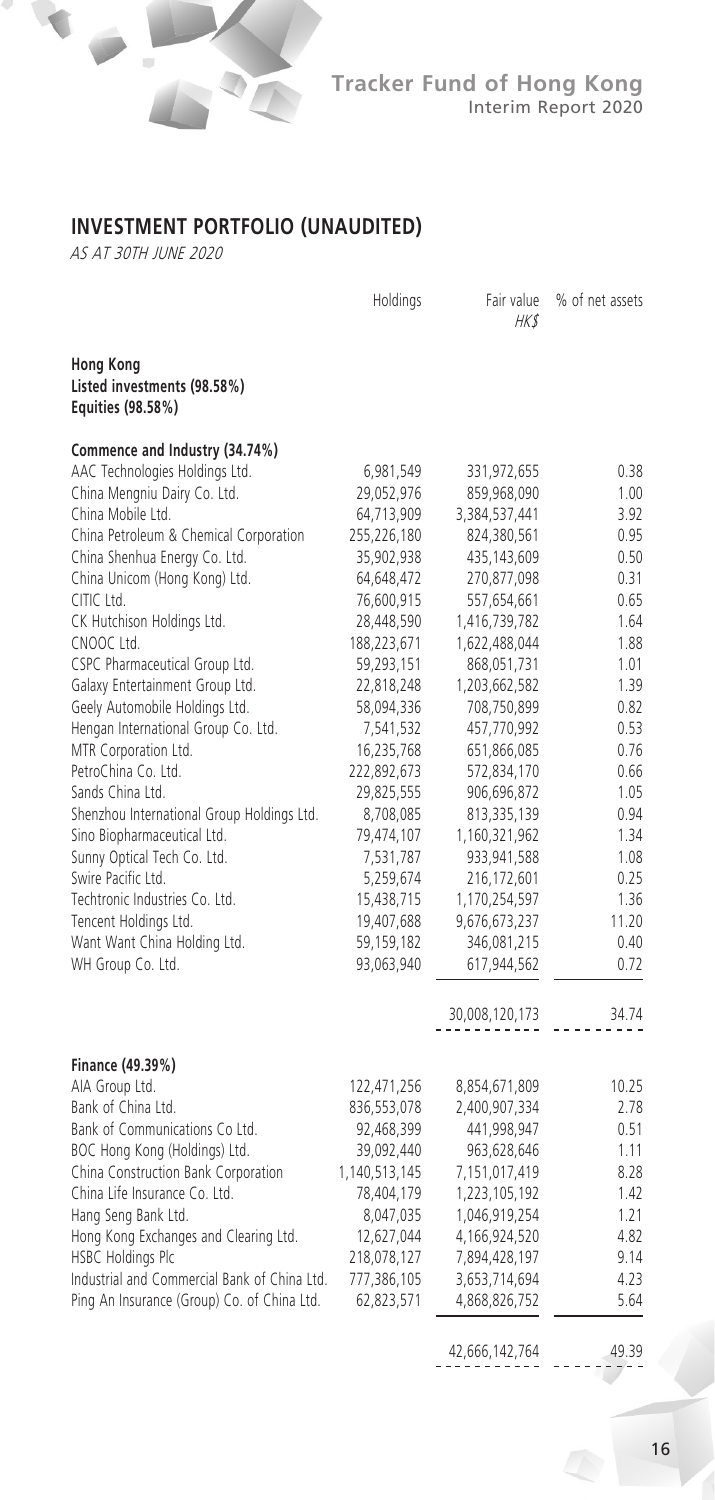## INVESTMENT PORTFOLIO (UNAUDITED)

*AS AT 30TH JUNE 2020*

| | Holdings | Fair value HK$ | % of net assets |
|---|---|---|---|
| **Hong Kong** | | | |
| **Listed investments (98.58%)** | | | |
| **Equities (98.58%)** | | | |
| **Commence and Industry (34.74%)** | | | |
| AAC Technologies Holdings Ltd. | 6,981,549 | 331,972,655 | 0.38 |
| China Mengniu Dairy Co. Ltd. | 29,052,976 | 859,968,090 | 1.00 |
| China Mobile Ltd. | 64,713,909 | 3,384,537,441 | 3.92 |
| China Petroleum & Chemical Corporation | 255,226,180 | 824,380,561 | 0.95 |
| China Shenhua Energy Co. Ltd. | 35,902,938 | 435,143,609 | 0.50 |
| China Unicom (Hong Kong) Ltd. | 64,648,472 | 270,877,098 | 0.31 |
| CITIC Ltd. | 76,600,915 | 557,654,661 | 0.65 |
| CK Hutchison Holdings Ltd. | 28,448,590 | 1,416,739,782 | 1.64 |
| CNOOC Ltd. | 188,223,671 | 1,622,488,044 | 1.88 |
| CSPC Pharmaceutical Group Ltd. | 59,293,151 | 868,051,731 | 1.01 |
| Galaxy Entertainment Group Ltd. | 22,818,248 | 1,203,662,582 | 1.39 |
| Geely Automobile Holdings Ltd. | 58,094,336 | 708,750,899 | 0.82 |
| Hengan International Group Co. Ltd. | 7,541,532 | 457,770,992 | 0.53 |
| MTR Corporation Ltd. | 16,235,768 | 651,866,085 | 0.76 |
| PetroChina Co. Ltd. | 222,892,673 | 572,834,170 | 0.66 |
| Sands China Ltd. | 29,825,555 | 906,696,872 | 1.05 |
| Shenzhou International Group Holdings Ltd. | 8,708,085 | 813,335,139 | 0.94 |
| Sino Biopharmaceutical Ltd. | 79,474,107 | 1,160,321,962 | 1.34 |
| Sunny Optical Tech Co. Ltd. | 7,531,787 | 933,941,588 | 1.08 |
| Swire Pacific Ltd. | 5,259,674 | 216,172,601 | 0.25 |
| Techtronic Industries Co. Ltd. | 15,438,715 | 1,170,254,597 | 1.36 |
| Tencent Holdings Ltd. | 19,407,688 | 9,676,673,237 | 11.20 |
| Want Want China Holding Ltd. | 59,159,182 | 346,081,215 | 0.40 |
| WH Group Co. Ltd. | 93,063,940 | 617,944,562 | 0.72 |
| | | 30,008,120,173 | 34.74 |
| **Finance (49.39%)** | | | |
| AIA Group Ltd. | 122,471,256 | 8,854,671,809 | 10.25 |
| Bank of China Ltd. | 836,553,078 | 2,400,907,334 | 2.78 |
| Bank of Communications Co Ltd. | 92,468,399 | 441,998,947 | 0.51 |
| BOC Hong Kong (Holdings) Ltd. | 39,092,440 | 963,628,646 | 1.11 |
| China Construction Bank Corporation | 1,140,513,145 | 7,151,017,419 | 8.28 |
| China Life Insurance Co. Ltd. | 78,404,179 | 1,223,105,192 | 1.42 |
| Hang Seng Bank Ltd. | 8,047,035 | 1,046,919,254 | 1.21 |
| Hong Kong Exchanges and Clearing Ltd. | 12,627,044 | 4,166,924,520 | 4.82 |
| HSBC Holdings Plc | 218,078,127 | 7,894,428,197 | 9.14 |
| Industrial and Commercial Bank of China Ltd. | 777,386,105 | 3,653,714,694 | 4.23 |
| Ping An Insurance (Group) Co. of China Ltd. | 62,823,571 | 4,868,826,752 | 5.64 |
| | | 42,666,142,764 | 49.39 |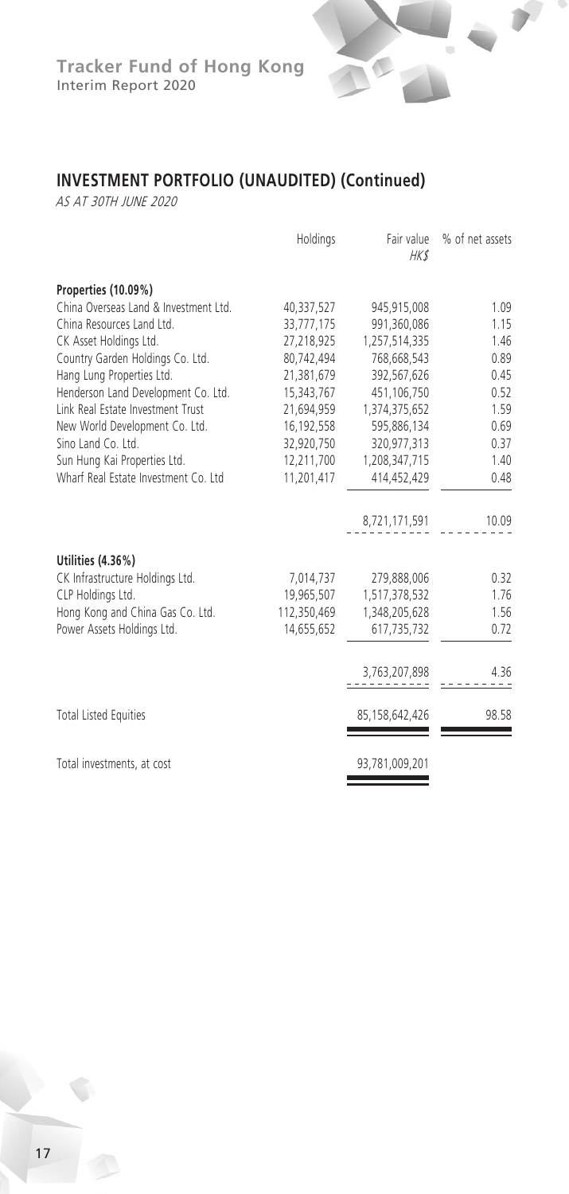## INVESTMENT PORTFOLIO (UNAUDITED) (Continued)

*AS AT 30TH JUNE 2020*

| | Holdings | Fair value HK$ | % of net assets |
|---|---|---|---|
| **Properties (10.09%)** | | | |
| China Overseas Land & Investment Ltd. | 40,337,527 | 945,915,008 | 1.09 |
| China Resources Land Ltd. | 33,777,175 | 991,360,086 | 1.15 |
| CK Asset Holdings Ltd. | 27,218,925 | 1,257,514,335 | 1.46 |
| Country Garden Holdings Co. Ltd. | 80,742,494 | 768,668,543 | 0.89 |
| Hang Lung Properties Ltd. | 21,381,679 | 392,567,626 | 0.45 |
| Henderson Land Development Co. Ltd. | 15,343,767 | 451,106,750 | 0.52 |
| Link Real Estate Investment Trust | 21,694,959 | 1,374,375,652 | 1.59 |
| New World Development Co. Ltd. | 16,192,558 | 595,886,134 | 0.69 |
| Sino Land Co. Ltd. | 32,920,750 | 320,977,313 | 0.37 |
| Sun Hung Kai Properties Ltd. | 12,211,700 | 1,208,347,715 | 1.40 |
| Wharf Real Estate Investment Co. Ltd | 11,201,417 | 414,452,429 | 0.48 |
| | | 8,721,171,591 | 10.09 |
| **Utilities (4.36%)** | | | |
| CK Infrastructure Holdings Ltd. | 7,014,737 | 279,888,006 | 0.32 |
| CLP Holdings Ltd. | 19,965,507 | 1,517,378,532 | 1.76 |
| Hong Kong and China Gas Co. Ltd. | 112,350,469 | 1,348,205,628 | 1.56 |
| Power Assets Holdings Ltd. | 14,655,652 | 617,735,732 | 0.72 |
| | | 3,763,207,898 | 4.36 |
| Total Listed Equities | | 85,158,642,426 | 98.58 |
| Total investments, at cost | | 93,781,009,201 | |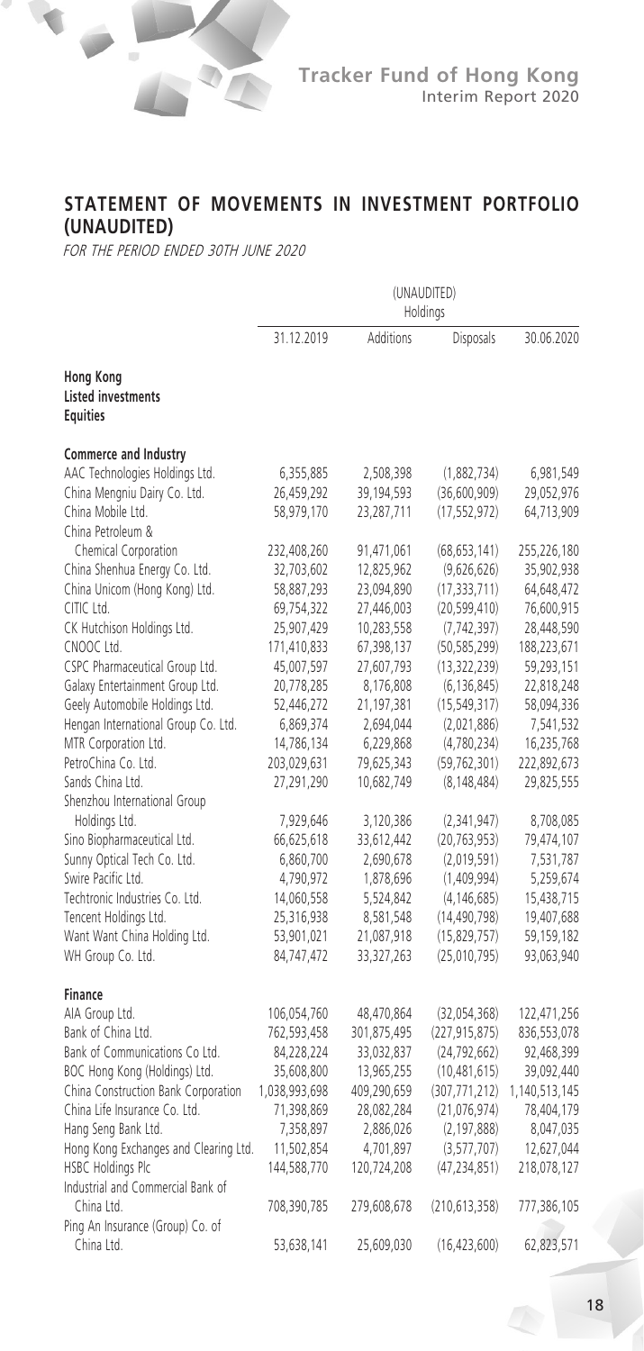## STATEMENT OF MOVEMENTS IN INVESTMENT PORTFOLIO (UNAUDITED)

*FOR THE PERIOD ENDED 30TH JUNE 2020*

| | (UNAUDITED) Holdings | | | |
|---|---|---|---|---|
| | 31.12.2019 | Additions | Disposals | 30.06.2020 |
| **Hong Kong** | | | | |
| **Listed investments** | | | | |
| **Equities** | | | | |
| **Commerce and Industry** | | | | |
| AAC Technologies Holdings Ltd. | 6,355,885 | 2,508,398 | (1,882,734) | 6,981,549 |
| China Mengniu Dairy Co. Ltd. | 26,459,292 | 39,194,593 | (36,600,909) | 29,052,976 |
| China Mobile Ltd. | 58,979,170 | 23,287,711 | (17,552,972) | 64,713,909 |
| China Petroleum & Chemical Corporation | 232,408,260 | 91,471,061 | (68,653,141) | 255,226,180 |
| China Shenhua Energy Co. Ltd. | 32,703,602 | 12,825,962 | (9,626,626) | 35,902,938 |
| China Unicom (Hong Kong) Ltd. | 58,887,293 | 23,094,890 | (17,333,711) | 64,648,472 |
| CITIC Ltd. | 69,754,322 | 27,446,003 | (20,599,410) | 76,600,915 |
| CK Hutchison Holdings Ltd. | 25,907,429 | 10,283,558 | (7,742,397) | 28,448,590 |
| CNOOC Ltd. | 171,410,833 | 67,398,137 | (50,585,299) | 188,223,671 |
| CSPC Pharmaceutical Group Ltd. | 45,007,597 | 27,607,793 | (13,322,239) | 59,293,151 |
| Galaxy Entertainment Group Ltd. | 20,778,285 | 8,176,808 | (6,136,845) | 22,818,248 |
| Geely Automobile Holdings Ltd. | 52,446,272 | 21,197,381 | (15,549,317) | 58,094,336 |
| Hengan International Group Co. Ltd. | 6,869,374 | 2,694,044 | (2,021,886) | 7,541,532 |
| MTR Corporation Ltd. | 14,786,134 | 6,229,868 | (4,780,234) | 16,235,768 |
| PetroChina Co. Ltd. | 203,029,631 | 79,625,343 | (59,762,301) | 222,892,673 |
| Sands China Ltd. | 27,291,290 | 10,682,749 | (8,148,484) | 29,825,555 |
| Shenzhou International Group Holdings Ltd. | 7,929,646 | 3,120,386 | (2,341,947) | 8,708,085 |
| Sino Biopharmaceutical Ltd. | 66,625,618 | 33,612,442 | (20,763,953) | 79,474,107 |
| Sunny Optical Tech Co. Ltd. | 6,860,700 | 2,690,678 | (2,019,591) | 7,531,787 |
| Swire Pacific Ltd. | 4,790,972 | 1,878,696 | (1,409,994) | 5,259,674 |
| Techtronic Industries Co. Ltd. | 14,060,558 | 5,524,842 | (4,146,685) | 15,438,715 |
| Tencent Holdings Ltd. | 25,316,938 | 8,581,548 | (14,490,798) | 19,407,688 |
| Want Want China Holding Ltd. | 53,901,021 | 21,087,918 | (15,829,757) | 59,159,182 |
| WH Group Co. Ltd. | 84,747,472 | 33,327,263 | (25,010,795) | 93,063,940 |
| **Finance** | | | | |
| AIA Group Ltd. | 106,054,760 | 48,470,864 | (32,054,368) | 122,471,256 |
| Bank of China Ltd. | 762,593,458 | 301,875,495 | (227,915,875) | 836,553,078 |
| Bank of Communications Co Ltd. | 84,228,224 | 33,032,837 | (24,792,662) | 92,468,399 |
| BOC Hong Kong (Holdings) Ltd. | 35,608,800 | 13,965,255 | (10,481,615) | 39,092,440 |
| China Construction Bank Corporation | 1,038,993,698 | 409,290,659 | (307,771,212) | 1,140,513,145 |
| China Life Insurance Co. Ltd. | 71,398,869 | 28,082,284 | (21,076,974) | 78,404,179 |
| Hang Seng Bank Ltd. | 7,358,897 | 2,886,026 | (2,197,888) | 8,047,035 |
| Hong Kong Exchanges and Clearing Ltd. | 11,502,854 | 4,701,897 | (3,577,707) | 12,627,044 |
| HSBC Holdings Plc | 144,588,770 | 120,724,208 | (47,234,851) | 218,078,127 |
| Industrial and Commercial Bank of China Ltd. | 708,390,785 | 279,608,678 | (210,613,358) | 777,386,105 |
| Ping An Insurance (Group) Co. of China Ltd. | 53,638,141 | 25,609,030 | (16,423,600) | 62,823,571 |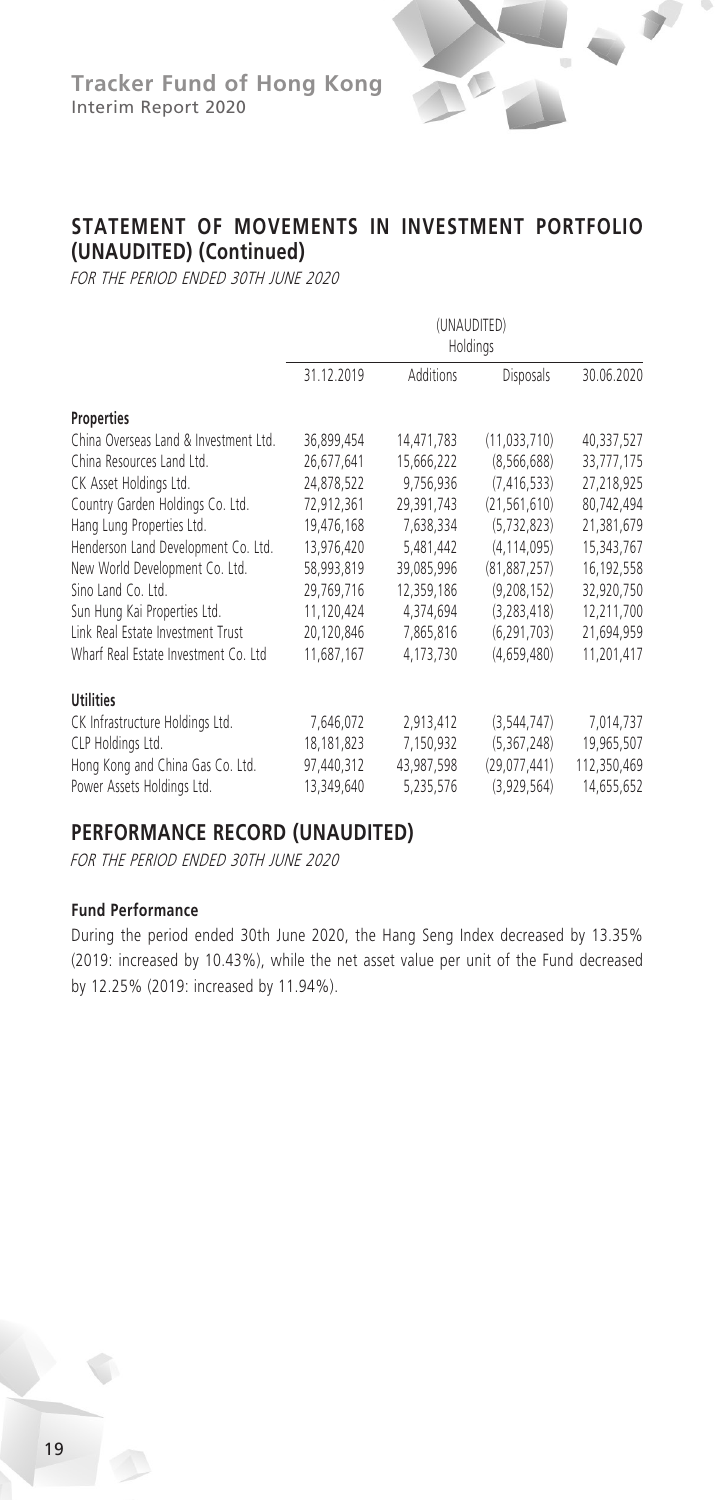## STATEMENT OF MOVEMENTS IN INVESTMENT PORTFOLIO (UNAUDITED) (Continued)

*FOR THE PERIOD ENDED 30TH JUNE 2020*

| | (UNAUDITED) Holdings | | | |
|---|---|---|---|---|
| | 31.12.2019 | Additions | Disposals | 30.06.2020 |
| **Properties** | | | | |
| China Overseas Land & Investment Ltd. | 36,899,454 | 14,471,783 | (11,033,710) | 40,337,527 |
| China Resources Land Ltd. | 26,677,641 | 15,666,222 | (8,566,688) | 33,777,175 |
| CK Asset Holdings Ltd. | 24,878,522 | 9,756,936 | (7,416,533) | 27,218,925 |
| Country Garden Holdings Co. Ltd. | 72,912,361 | 29,391,743 | (21,561,610) | 80,742,494 |
| Hang Lung Properties Ltd. | 19,476,168 | 7,638,334 | (5,732,823) | 21,381,679 |
| Henderson Land Development Co. Ltd. | 13,976,420 | 5,481,442 | (4,114,095) | 15,343,767 |
| New World Development Co. Ltd. | 58,993,819 | 39,085,996 | (81,887,257) | 16,192,558 |
| Sino Land Co. Ltd. | 29,769,716 | 12,359,186 | (9,208,152) | 32,920,750 |
| Sun Hung Kai Properties Ltd. | 11,120,424 | 4,374,694 | (3,283,418) | 12,211,700 |
| Link Real Estate Investment Trust | 20,120,846 | 7,865,816 | (6,291,703) | 21,694,959 |
| Wharf Real Estate Investment Co. Ltd | 11,687,167 | 4,173,730 | (4,659,480) | 11,201,417 |
| **Utilities** | | | | |
| CK Infrastructure Holdings Ltd. | 7,646,072 | 2,913,412 | (3,544,747) | 7,014,737 |
| CLP Holdings Ltd. | 18,181,823 | 7,150,932 | (5,367,248) | 19,965,507 |
| Hong Kong and China Gas Co. Ltd. | 97,440,312 | 43,987,598 | (29,077,441) | 112,350,469 |
| Power Assets Holdings Ltd. | 13,349,640 | 5,235,576 | (3,929,564) | 14,655,652 |

## PERFORMANCE RECORD (UNAUDITED)

*FOR THE PERIOD ENDED 30TH JUNE 2020*

**Fund Performance**

During the period ended 30th June 2020, the Hang Seng Index decreased by 13.35% (2019: increased by 10.43%), while the net asset value per unit of the Fund decreased by 12.25% (2019: increased by 11.94%).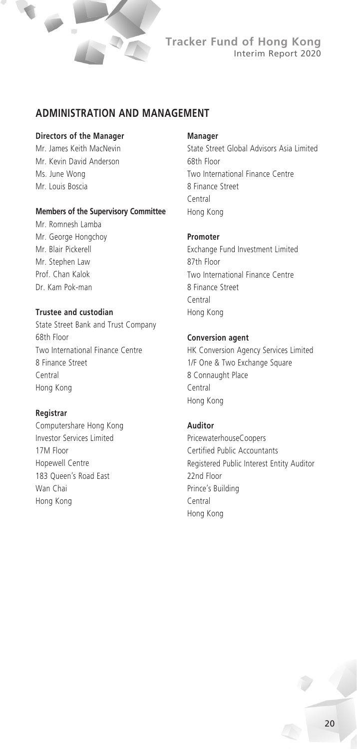## ADMINISTRATION AND MANAGEMENT

**Directors of the Manager**

Mr. James Keith MacNevin
Mr. Kevin David Anderson
Ms. June Wong
Mr. Louis Boscia

**Members of the Supervisory Committee**

Mr. Romnesh Lamba
Mr. George Hongchoy
Mr. Blair Pickerell
Mr. Stephen Law
Prof. Chan Kalok
Dr. Kam Pok-man

**Trustee and custodian**

State Street Bank and Trust Company
68th Floor
Two International Finance Centre
8 Finance Street
Central
Hong Kong

**Registrar**

Computershare Hong Kong
Investor Services Limited
17M Floor
Hopewell Centre
183 Queen's Road East
Wan Chai
Hong Kong

**Manager**

State Street Global Advisors Asia Limited
68th Floor
Two International Finance Centre
8 Finance Street
Central
Hong Kong

**Promoter**

Exchange Fund Investment Limited
87th Floor
Two International Finance Centre
8 Finance Street
Central
Hong Kong

**Conversion agent**

HK Conversion Agency Services Limited
1/F One & Two Exchange Square
8 Connaught Place
Central
Hong Kong

**Auditor**

PricewaterhouseCoopers
Certified Public Accountants
Registered Public Interest Entity Auditor
22nd Floor
Prince's Building
Central
Hong Kong